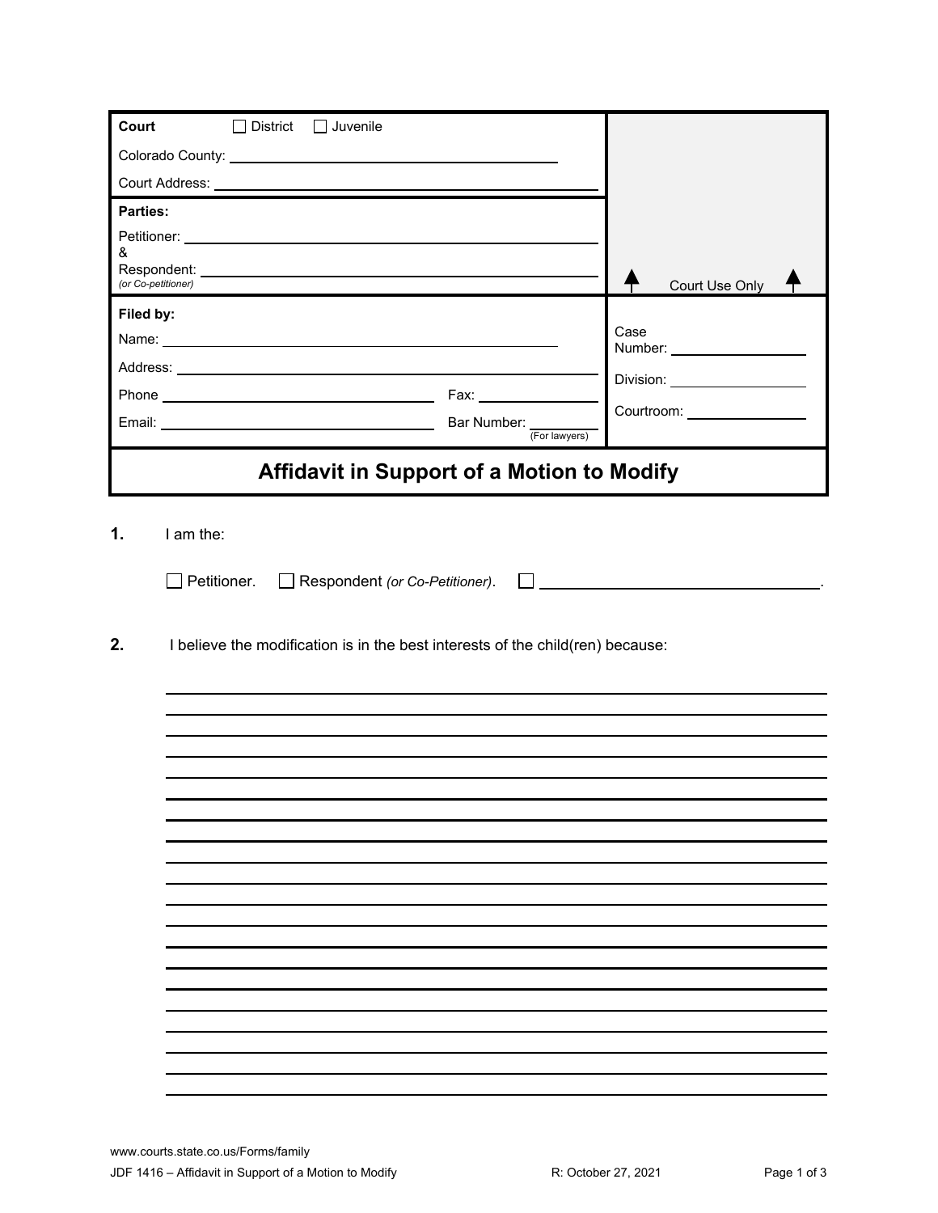| Court ☐ District ☐ Juvenile<br>Colorado County: ______________________<br>Court Address: ______________________ | |
|---|---|
| **Parties:**<br>Petitioner: ______________________<br>&<br>Respondent: ______________________<br>*(or Co-petitioner)* | Court Use Only |
| **Filed by:**<br>Name: ______________________<br>Address: ______________________<br>Phone ______________ Fax: ______________<br>Email: ______________ Bar Number: ______________ (For lawyers) | Case Number: ______________<br>Division: ______________<br>Courtroom: ______________ |

# Affidavit in Support of a Motion to Modify

**1.** I am the:

☐ Petitioner. ☐ Respondent *(or Co-Petitioner)*. ☐ ______________________.

**2.** I believe the modification is in the best interests of the child(ren) because:

______________________________________________________________________

______________________________________________________________________

______________________________________________________________________

______________________________________________________________________

______________________________________________________________________

______________________________________________________________________

______________________________________________________________________

______________________________________________________________________

______________________________________________________________________

______________________________________________________________________

______________________________________________________________________

______________________________________________________________________

______________________________________________________________________

______________________________________________________________________

______________________________________________________________________

______________________________________________________________________

______________________________________________________________________

______________________________________________________________________

______________________________________________________________________

www.courts.state.co.us/Forms/family

JDF 1416 – Affidavit in Support of a Motion to Modify R: October 27, 2021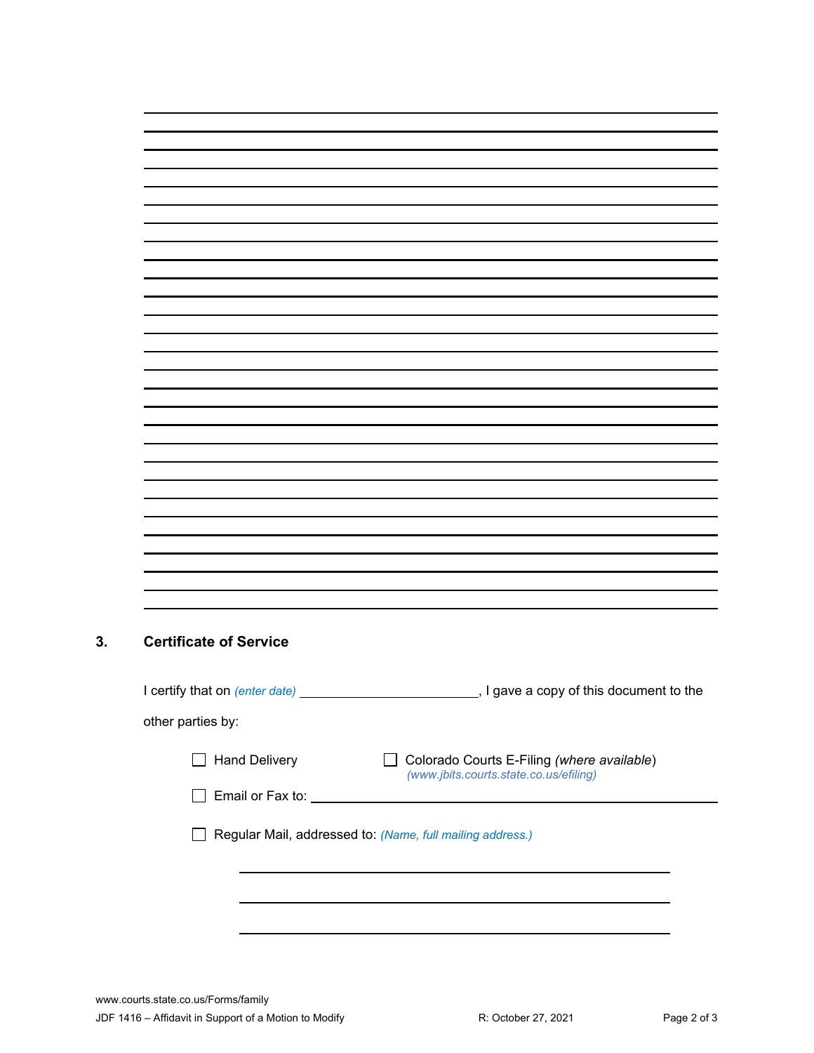## 3. Certificate of Service

I certify that on *(enter date)* \_\_\_\_\_\_\_\_\_\_\_\_\_\_\_\_\_\_\_\_\_\_\_\_, I gave a copy of this document to the other parties by:

- ☐ Hand Delivery
- ☐ Colorado Courts E-Filing *(where available)* *(www.jbits.courts.state.co.us/efiling)*
- ☐ Email or Fax to: \_\_\_\_\_\_\_\_\_\_\_\_\_\_\_\_\_\_\_\_\_\_\_\_\_\_\_\_\_\_\_\_\_\_\_\_\_\_\_\_\_\_\_\_
- ☐ Regular Mail, addressed to: *(Name, full mailing address.)*

\_\_\_\_\_\_\_\_\_\_\_\_\_\_\_\_\_\_\_\_\_\_\_\_\_\_\_\_\_\_\_\_\_\_\_\_\_\_\_\_\_\_\_\_\_\_\_\_

\_\_\_\_\_\_\_\_\_\_\_\_\_\_\_\_\_\_\_\_\_\_\_\_\_\_\_\_\_\_\_\_\_\_\_\_\_\_\_\_\_\_\_\_\_\_\_\_

\_\_\_\_\_\_\_\_\_\_\_\_\_\_\_\_\_\_\_\_\_\_\_\_\_\_\_\_\_\_\_\_\_\_\_\_\_\_\_\_\_\_\_\_\_\_\_\_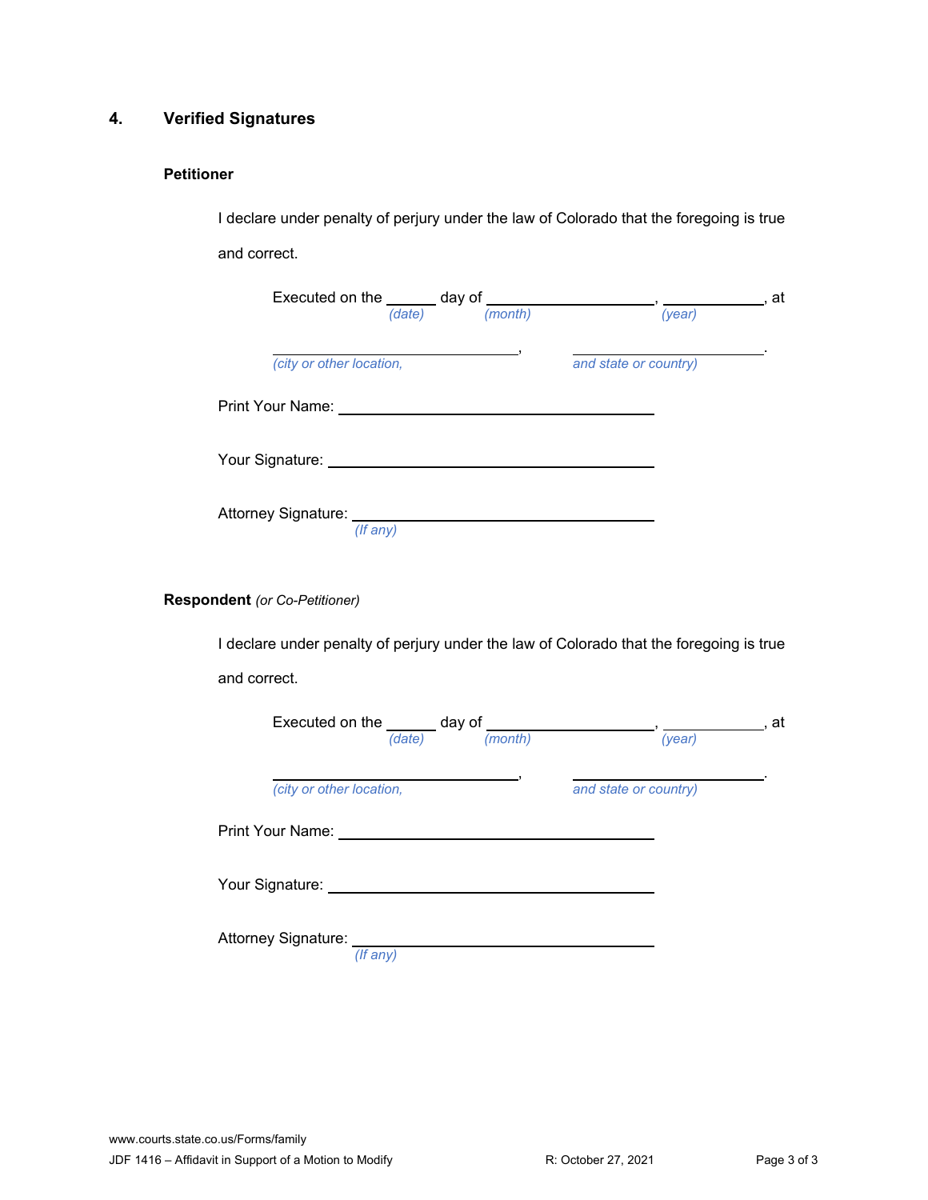## 4. Verified Signatures

### Petitioner

I declare under penalty of perjury under the law of Colorado that the foregoing is true and correct.

Executed on the ______ day of ____________________, ____________, at
*(date)* *(month)* *(year)*

______________________________, ______________________.
*(city or other location,* *and state or country)*

Print Your Name: ______________________________________

Your Signature: ______________________________________

Attorney Signature: ______________________________________
*(If any)*

### Respondent *(or Co-Petitioner)*

I declare under penalty of perjury under the law of Colorado that the foregoing is true and correct.

Executed on the ______ day of ____________________, ____________, at
*(date)* *(month)* *(year)*

______________________________, ______________________.
*(city or other location,* *and state or country)*

Print Your Name: ______________________________________

Your Signature: ______________________________________

Attorney Signature: ______________________________________
*(If any)*

www.courts.state.co.us/Forms/family
JDF 1416 – Affidavit in Support of a Motion to Modify R: October 27, 2021